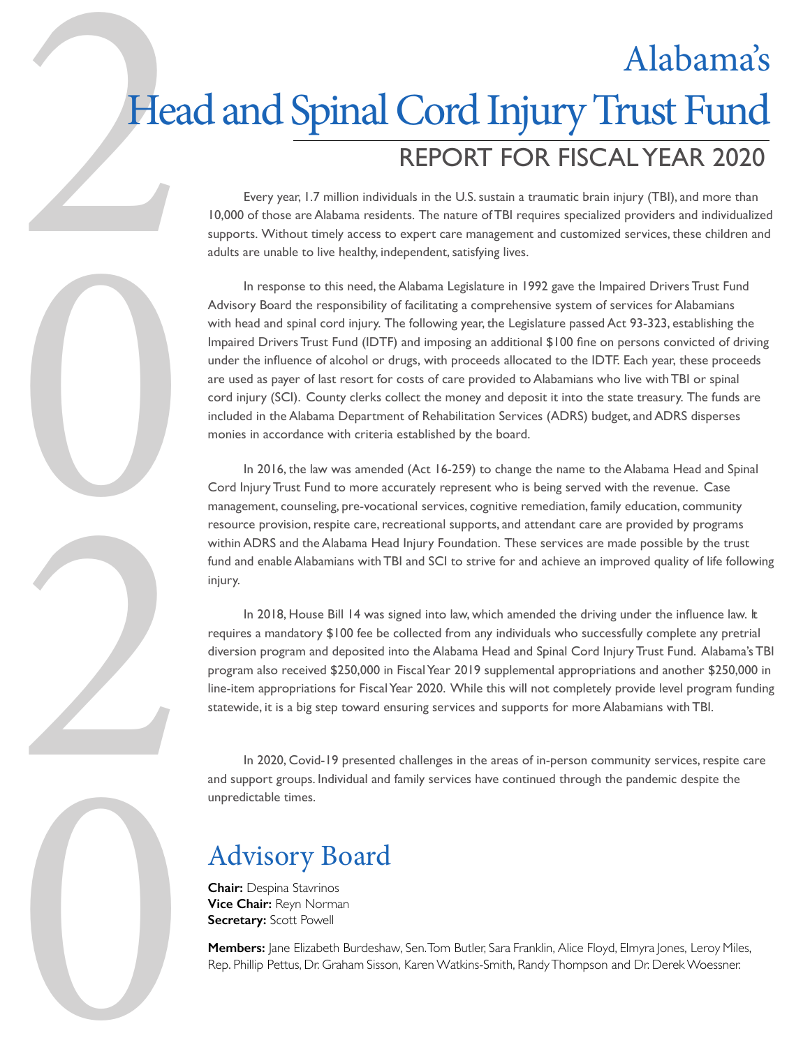# Alabama's Head and Spinal Cord Injury Trust Fund

## REPORT FOR FISCAL YEAR 2020

Every year, 1.7 million individuals in the U.S. sustain a traumatic brain injury (TBI), and more than 10,000 of those are Alabama residents. The nature of TBI requires specialized providers and individualized supports. Without timely access to expert care management and customized services, these children and adults are unable to live healthy, independent, satisfying lives.

In response to this need, the Alabama Legislature in 1992 gave the Impaired Drivers Trust Fund Advisory Board the responsibility of facilitating a comprehensive system of services for Alabamians with head and spinal cord injury. The following year, the Legislature passed Act 93-323, establishing the Impaired Drivers Trust Fund (IDTF) and imposing an additional $100 fine on persons convicted of driving under the influence of alcohol or drugs, with proceeds allocated to the IDTF. Each year, these proceeds are used as payer of last resort for costs of care provided to Alabamians who live with TBI or spinal cord injury (SCI). County clerks collect the money and deposit it into the state treasury. The funds are included in the Alabama Department of Rehabilitation Services (ADRS) budget, and ADRS disperses monies in accordance with criteria established by the board.

In 2016, the law was amended (Act 16-259) to change the name to the Alabama Head and Spinal Cord Injury Trust Fund to more accurately represent who is being served with the revenue. Case management, counseling, pre-vocational services, cognitive remediation, family education, community resource provision, respite care, recreational supports, and attendant care are provided by programs within ADRS and the Alabama Head Injury Foundation. These services are made possible by the trust fund and enable Alabamians with TBI and SCI to strive for and achieve an improved quality of life following injury.

In 2018, House Bill 14 was signed into law, which amended the driving under the influence law. It requires a mandatory $100 fee be collected from any individuals who successfully complete any pretrial diversion program and deposited into the Alabama Head and Spinal Cord Injury Trust Fund. Alabama's TBI program also received $250,000 in Fiscal Year 2019 supplemental appropriations and another $250,000 in line-item appropriations for Fiscal Year 2020. While this will not completely provide level program funding statewide, it is a big step toward ensuring services and supports for more Alabamians with TBI.

In 2020, Covid-19 presented challenges in the areas of in-person community services, respite care and support groups. Individual and family services have continued through the pandemic despite the unpredictable times.

## Advisory Board

**Chair:** Despina Stavrinos
**Vice Chair:** Reyn Norman
**Secretary:** Scott Powell

**Members:** Jane Elizabeth Burdeshaw, Sen. Tom Butler, Sara Franklin, Alice Floyd, Elmyra Jones, Leroy Miles, Rep. Phillip Pettus, Dr. Graham Sisson, Karen Watkins-Smith, Randy Thompson and Dr. Derek Woessner.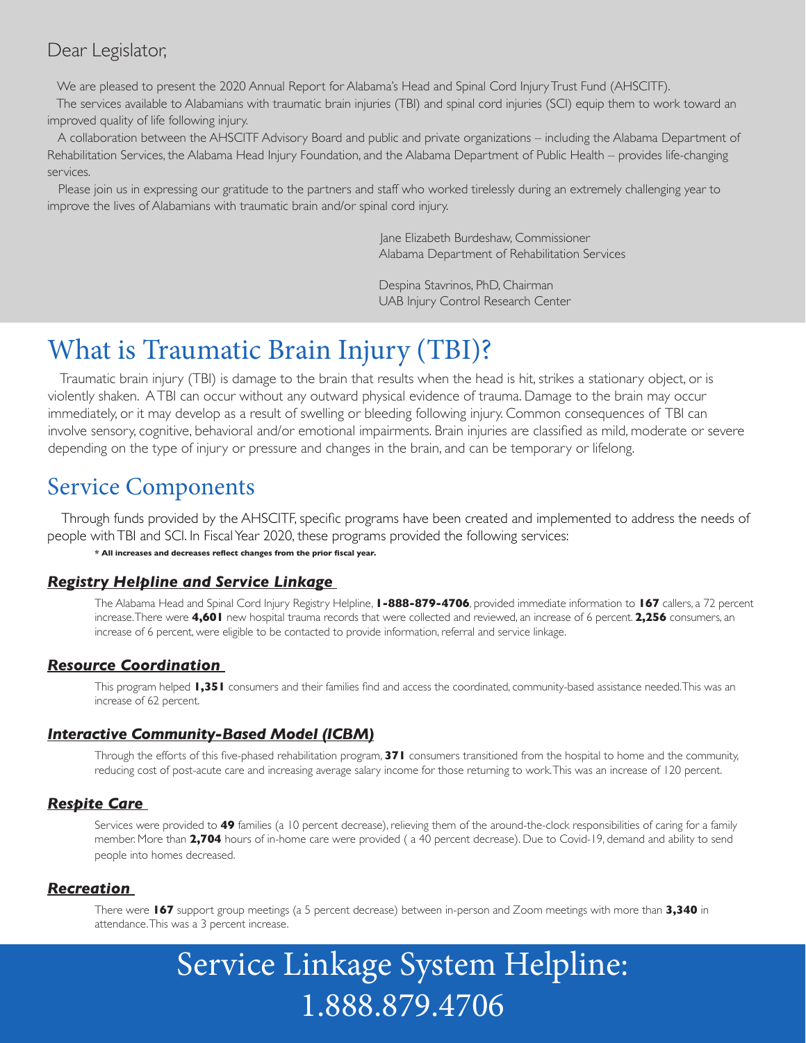Dear Legislator,

We are pleased to present the 2020 Annual Report for Alabama's Head and Spinal Cord Injury Trust Fund (AHSCITF).

The services available to Alabamians with traumatic brain injuries (TBI) and spinal cord injuries (SCI) equip them to work toward an improved quality of life following injury.

A collaboration between the AHSCITF Advisory Board and public and private organizations – including the Alabama Department of Rehabilitation Services, the Alabama Head Injury Foundation, and the Alabama Department of Public Health – provides life-changing services.

Please join us in expressing our gratitude to the partners and staff who worked tirelessly during an extremely challenging year to improve the lives of Alabamians with traumatic brain and/or spinal cord injury.

Jane Elizabeth Burdeshaw, Commissioner
Alabama Department of Rehabilitation Services

Despina Stavrinos, PhD, Chairman
UAB Injury Control Research Center

# What is Traumatic Brain Injury (TBI)?

Traumatic brain injury (TBI) is damage to the brain that results when the head is hit, strikes a stationary object, or is violently shaken. A TBI can occur without any outward physical evidence of trauma. Damage to the brain may occur immediately, or it may develop as a result of swelling or bleeding following injury. Common consequences of TBI can involve sensory, cognitive, behavioral and/or emotional impairments. Brain injuries are classified as mild, moderate or severe depending on the type of injury or pressure and changes in the brain, and can be temporary or lifelong.

# Service Components

Through funds provided by the AHSCITF, specific programs have been created and implemented to address the needs of people with TBI and SCI. In Fiscal Year 2020, these programs provided the following services:

**\* All increases and decreases reflect changes from the prior fiscal year.**

### ***Registry Helpline and Service Linkage***

The Alabama Head and Spinal Cord Injury Registry Helpline, **1-888-879-4706**, provided immediate information to **167** callers, a 72 percent increase. There were **4,601** new hospital trauma records that were collected and reviewed, an increase of 6 percent. **2,256** consumers, an increase of 6 percent, were eligible to be contacted to provide information, referral and service linkage.

### ***Resource Coordination***

This program helped **1,351** consumers and their families find and access the coordinated, community-based assistance needed. This was an increase of 62 percent.

### ***Interactive Community-Based Model (ICBM)***

Through the efforts of this five-phased rehabilitation program, **371** consumers transitioned from the hospital to home and the community, reducing cost of post-acute care and increasing average salary income for those returning to work. This was an increase of 120 percent.

### ***Respite Care***

Services were provided to **49** families (a 10 percent decrease), relieving them of the around-the-clock responsibilities of caring for a family member. More than **2,704** hours of in-home care were provided ( a 40 percent decrease). Due to Covid-19, demand and ability to send people into homes decreased.

### ***Recreation***

There were **167** support group meetings (a 5 percent decrease) between in-person and Zoom meetings with more than **3,340** in attendance. This was a 3 percent increase.

## Service Linkage System Helpline: 1.888.879.4706